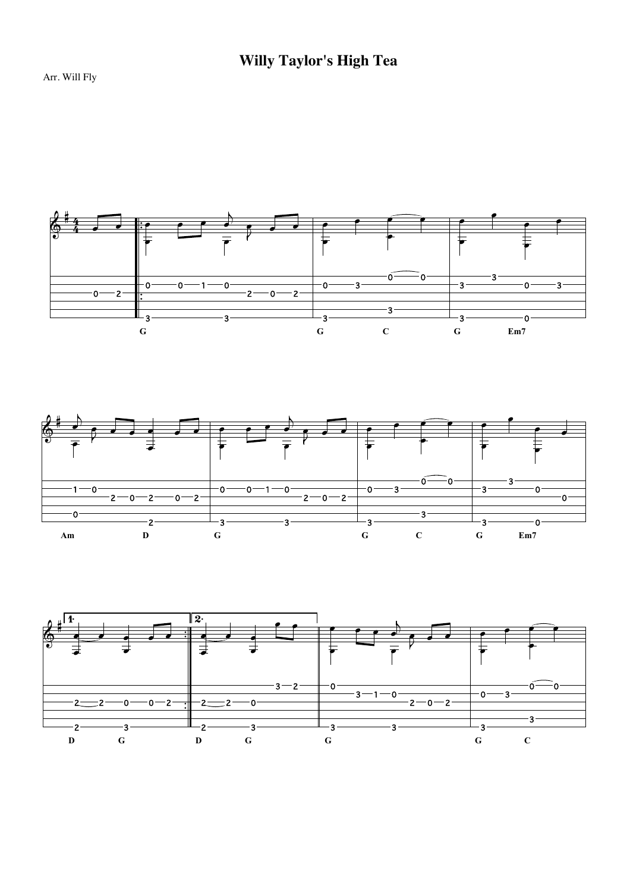# Willy Taylor's High Tea

Arr. Will Fly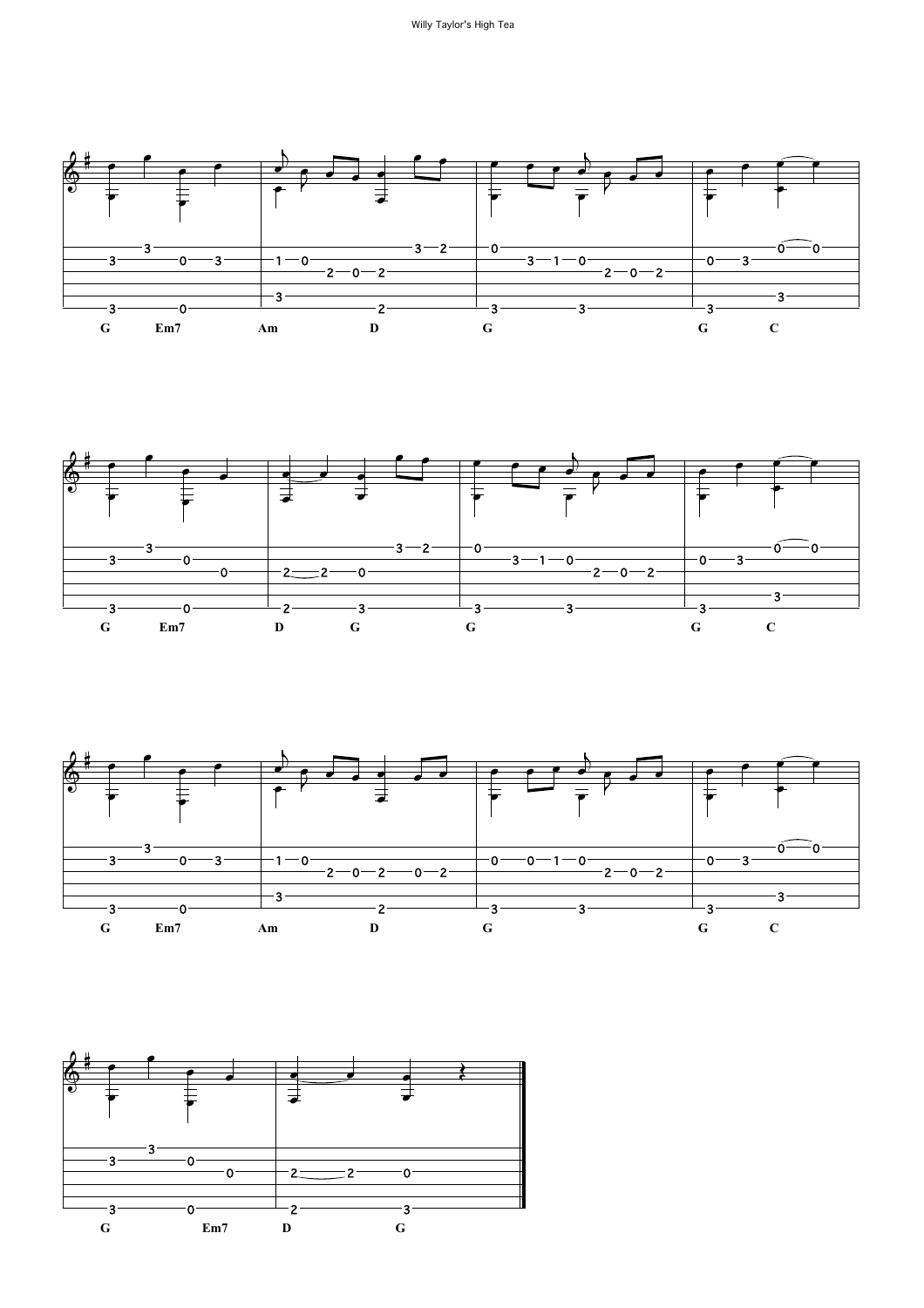Willy Taylor's High Tea

G Em7 Am D G G C

G Em7 D G G G C

G Em7 Am D G G C

G Em7 D G